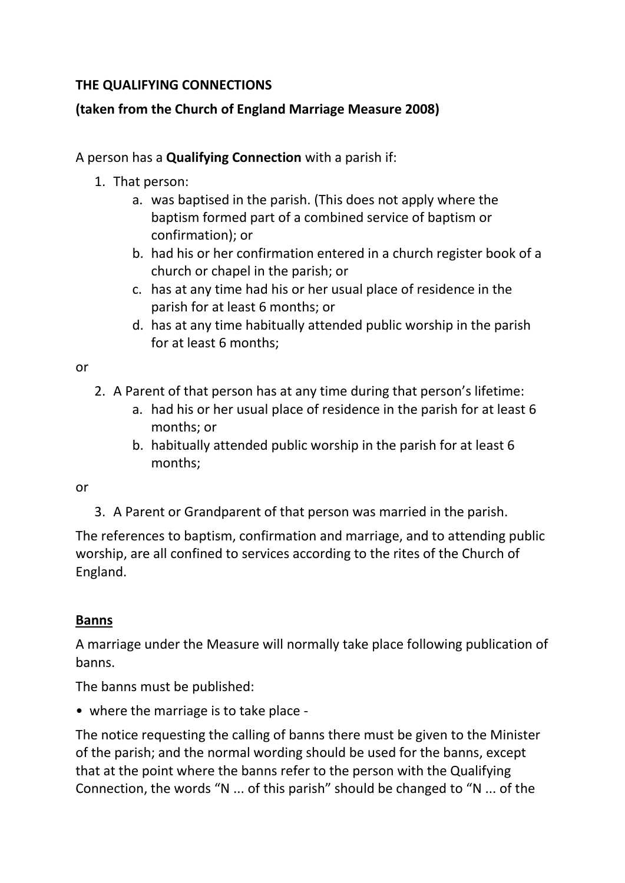**THE QUALIFYING CONNECTIONS**

**(taken from the Church of England Marriage Measure 2008)**

A person has a **Qualifying Connection** with a parish if:

1. That person:
   a. was baptised in the parish. (This does not apply where the baptism formed part of a combined service of baptism or confirmation); or
   b. had his or her confirmation entered in a church register book of a church or chapel in the parish; or
   c. has at any time had his or her usual place of residence in the parish for at least 6 months; or
   d. has at any time habitually attended public worship in the parish for at least 6 months;

or

2. A Parent of that person has at any time during that person's lifetime:
   a. had his or her usual place of residence in the parish for at least 6 months; or
   b. habitually attended public worship in the parish for at least 6 months;

or

3. A Parent or Grandparent of that person was married in the parish.

The references to baptism, confirmation and marriage, and to attending public worship, are all confined to services according to the rites of the Church of England.

**Banns**

A marriage under the Measure will normally take place following publication of banns.

The banns must be published:

- where the marriage is to take place -

The notice requesting the calling of banns there must be given to the Minister of the parish; and the normal wording should be used for the banns, except that at the point where the banns refer to the person with the Qualifying Connection, the words "N ... of this parish" should be changed to "N ... of the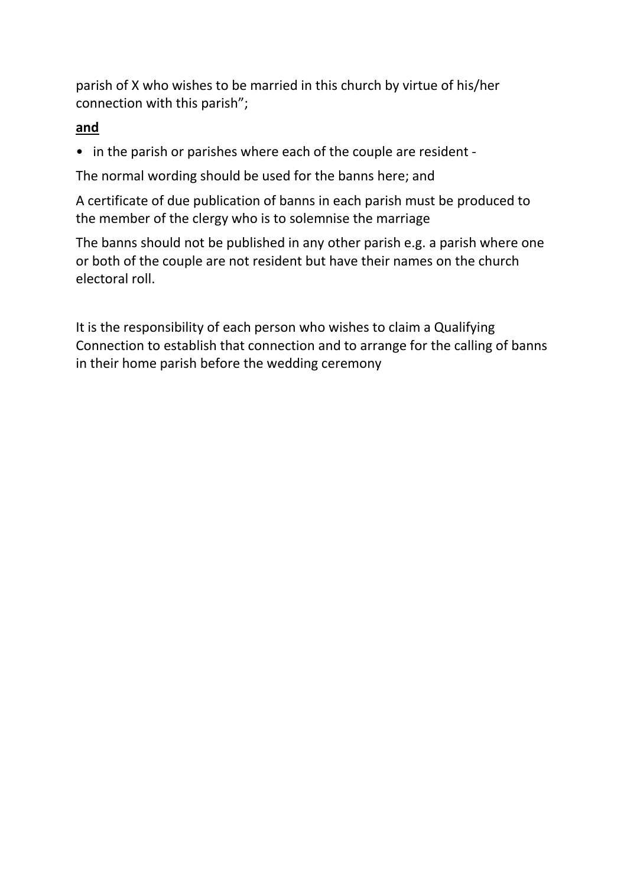parish of X who wishes to be married in this church by virtue of his/her connection with this parish";

**and**

- in the parish or parishes where each of the couple are resident -

The normal wording should be used for the banns here; and

A certificate of due publication of banns in each parish must be produced to the member of the clergy who is to solemnise the marriage

The banns should not be published in any other parish e.g. a parish where one or both of the couple are not resident but have their names on the church electoral roll.

It is the responsibility of each person who wishes to claim a Qualifying Connection to establish that connection and to arrange for the calling of banns in their home parish before the wedding ceremony